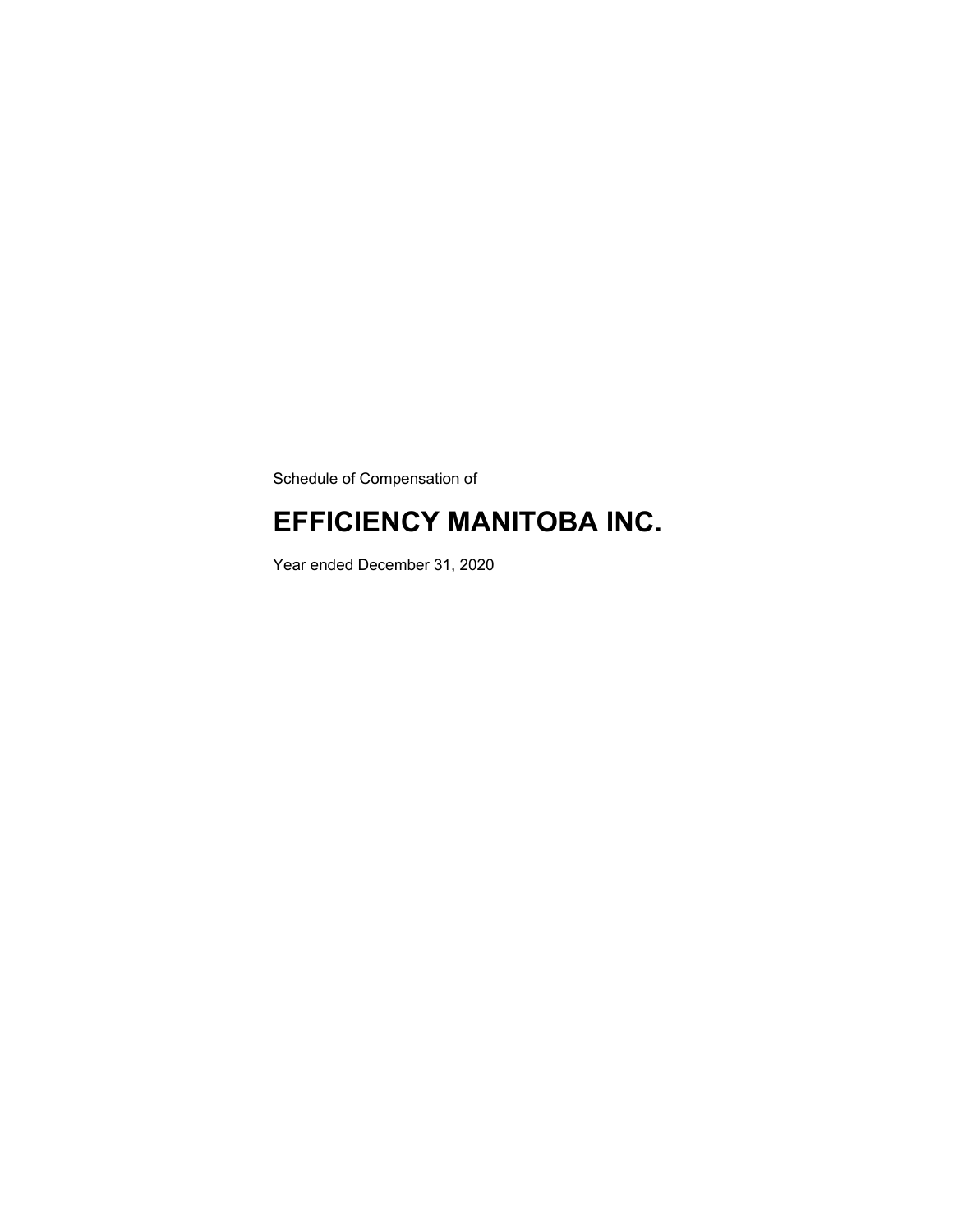Schedule of Compensation of

# EFFICIENCY MANITOBA INC.

Year ended December 31, 2020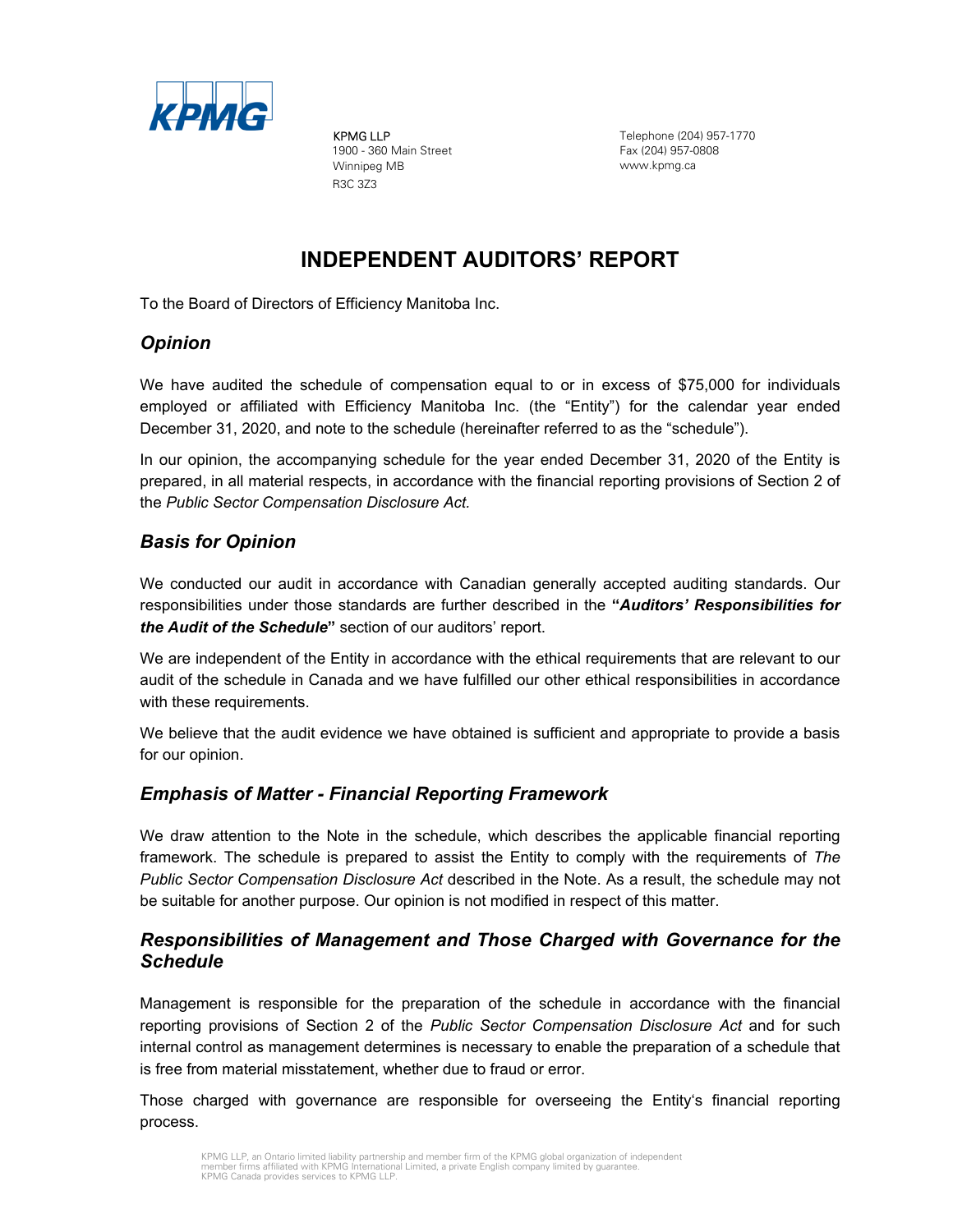KPMG LLP
1900 - 360 Main Street
Winnipeg MB
R3C 3Z3

Telephone (204) 957-1770
Fax (204) 957-0808
www.kpmg.ca

# INDEPENDENT AUDITORS' REPORT

To the Board of Directors of Efficiency Manitoba Inc.

## *Opinion*

We have audited the schedule of compensation equal to or in excess of $75,000 for individuals employed or affiliated with Efficiency Manitoba Inc. (the "Entity") for the calendar year ended December 31, 2020, and note to the schedule (hereinafter referred to as the "schedule").

In our opinion, the accompanying schedule for the year ended December 31, 2020 of the Entity is prepared, in all material respects, in accordance with the financial reporting provisions of Section 2 of the *Public Sector Compensation Disclosure Act.*

## *Basis for Opinion*

We conducted our audit in accordance with Canadian generally accepted auditing standards. Our responsibilities under those standards are further described in the **"*Auditors' Responsibilities for the Audit of the Schedule*"** section of our auditors' report.

We are independent of the Entity in accordance with the ethical requirements that are relevant to our audit of the schedule in Canada and we have fulfilled our other ethical responsibilities in accordance with these requirements.

We believe that the audit evidence we have obtained is sufficient and appropriate to provide a basis for our opinion.

## *Emphasis of Matter - Financial Reporting Framework*

We draw attention to the Note in the schedule, which describes the applicable financial reporting framework. The schedule is prepared to assist the Entity to comply with the requirements of *The Public Sector Compensation Disclosure Act* described in the Note. As a result, the schedule may not be suitable for another purpose. Our opinion is not modified in respect of this matter.

## *Responsibilities of Management and Those Charged with Governance for the Schedule*

Management is responsible for the preparation of the schedule in accordance with the financial reporting provisions of Section 2 of the *Public Sector Compensation Disclosure Act* and for such internal control as management determines is necessary to enable the preparation of a schedule that is free from material misstatement, whether due to fraud or error.

Those charged with governance are responsible for overseeing the Entity's financial reporting process.

KPMG LLP, an Ontario limited liability partnership and member firm of the KPMG global organization of independent member firms affiliated with KPMG International Limited, a private English company limited by guarantee.
KPMG Canada provides services to KPMG LLP.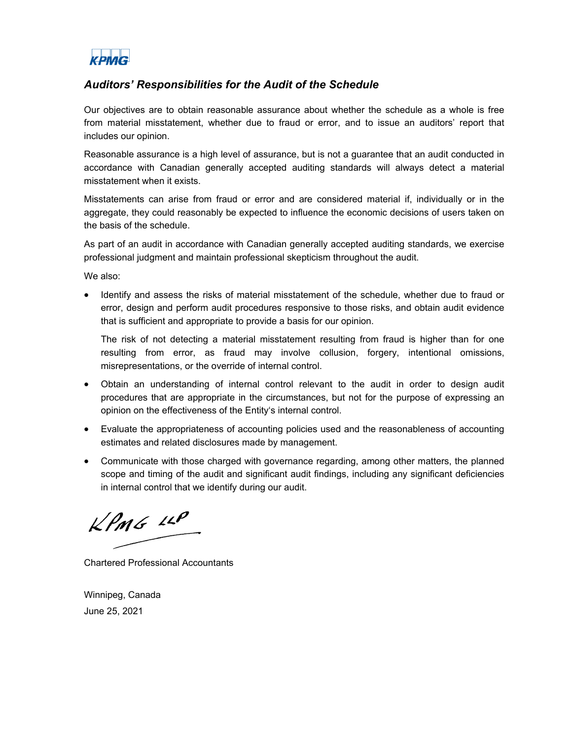### *Auditors' Responsibilities for the Audit of the Schedule*

Our objectives are to obtain reasonable assurance about whether the schedule as a whole is free from material misstatement, whether due to fraud or error, and to issue an auditors' report that includes our opinion.

Reasonable assurance is a high level of assurance, but is not a guarantee that an audit conducted in accordance with Canadian generally accepted auditing standards will always detect a material misstatement when it exists.

Misstatements can arise from fraud or error and are considered material if, individually or in the aggregate, they could reasonably be expected to influence the economic decisions of users taken on the basis of the schedule.

As part of an audit in accordance with Canadian generally accepted auditing standards, we exercise professional judgment and maintain professional skepticism throughout the audit.

We also:

- Identify and assess the risks of material misstatement of the schedule, whether due to fraud or error, design and perform audit procedures responsive to those risks, and obtain audit evidence that is sufficient and appropriate to provide a basis for our opinion.

  The risk of not detecting a material misstatement resulting from fraud is higher than for one resulting from error, as fraud may involve collusion, forgery, intentional omissions, misrepresentations, or the override of internal control.

- Obtain an understanding of internal control relevant to the audit in order to design audit procedures that are appropriate in the circumstances, but not for the purpose of expressing an opinion on the effectiveness of the Entity's internal control.

- Evaluate the appropriateness of accounting policies used and the reasonableness of accounting estimates and related disclosures made by management.

- Communicate with those charged with governance regarding, among other matters, the planned scope and timing of the audit and significant audit findings, including any significant deficiencies in internal control that we identify during our audit.

KPMG LLP

Chartered Professional Accountants

Winnipeg, Canada
June 25, 2021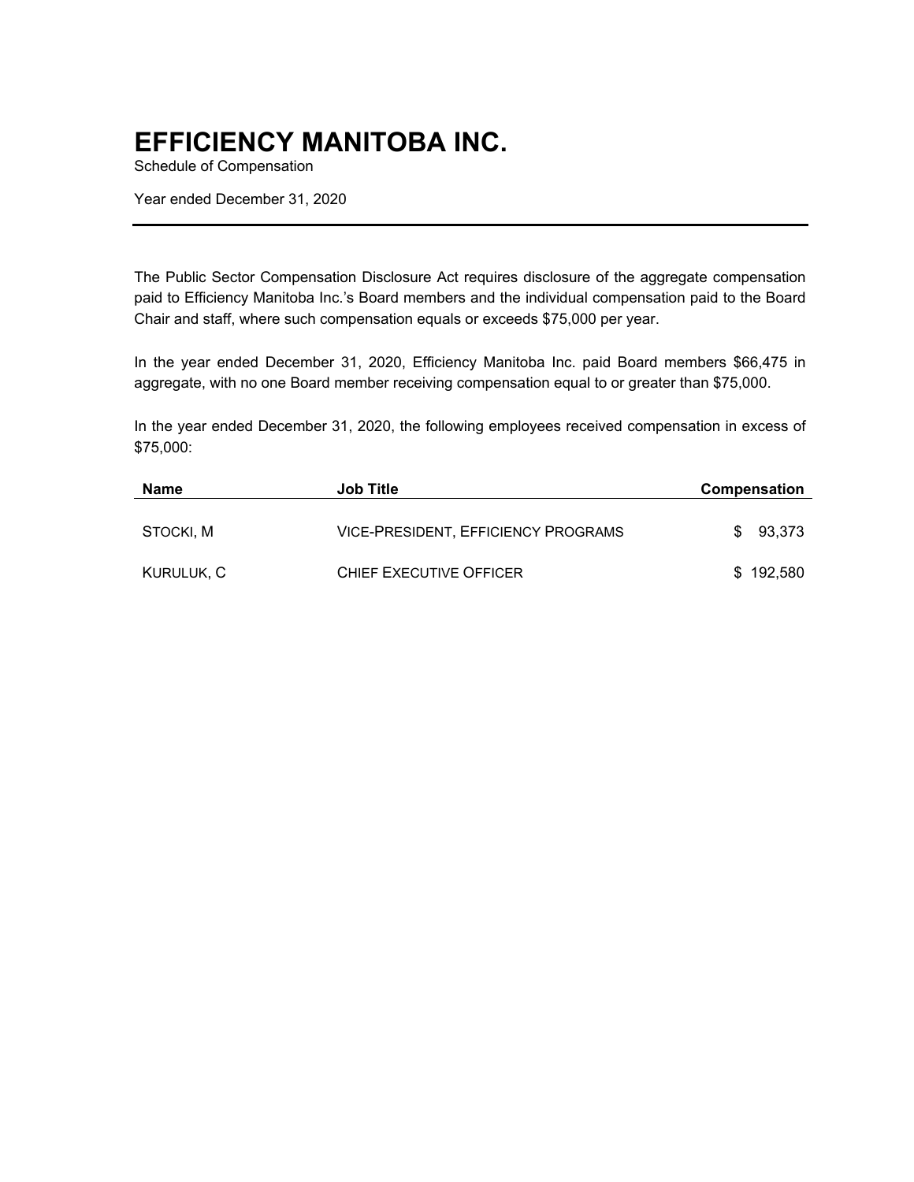# EFFICIENCY MANITOBA INC.

Schedule of Compensation

Year ended December 31, 2020

The Public Sector Compensation Disclosure Act requires disclosure of the aggregate compensation paid to Efficiency Manitoba Inc.'s Board members and the individual compensation paid to the Board Chair and staff, where such compensation equals or exceeds $75,000 per year.

In the year ended December 31, 2020, Efficiency Manitoba Inc. paid Board members $66,475 in aggregate, with no one Board member receiving compensation equal to or greater than $75,000.

In the year ended December 31, 2020, the following employees received compensation in excess of $75,000:

| Name | Job Title | Compensation |
|---|---|---|
| STOCKI, M | VICE-PRESIDENT, EFFICIENCY PROGRAMS | $ 93,373 |
| KURULUK, C | CHIEF EXECUTIVE OFFICER | $ 192,580 |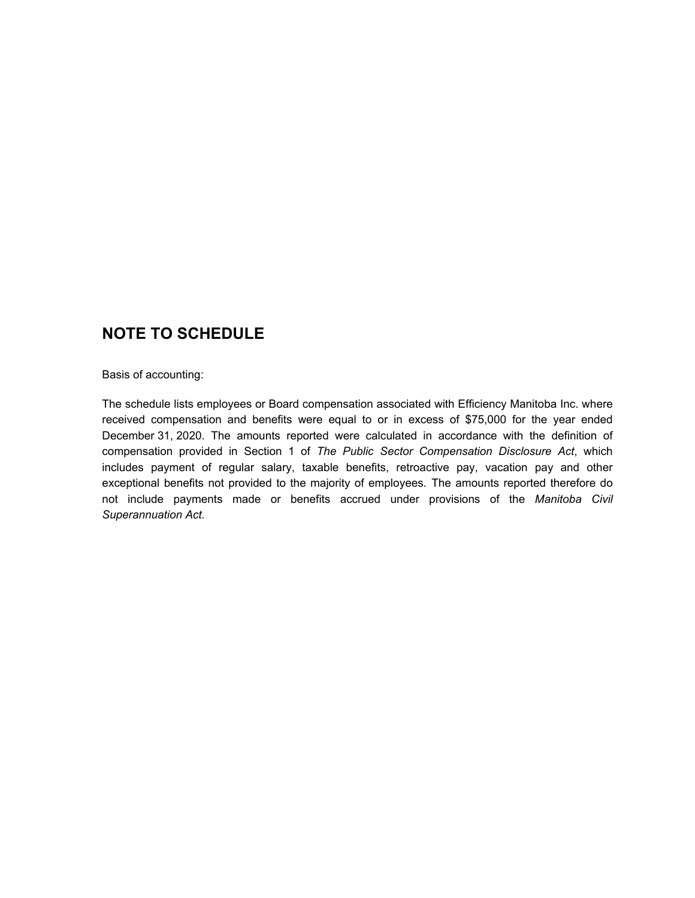## NOTE TO SCHEDULE

Basis of accounting:

The schedule lists employees or Board compensation associated with Efficiency Manitoba Inc. where received compensation and benefits were equal to or in excess of $75,000 for the year ended December 31, 2020. The amounts reported were calculated in accordance with the definition of compensation provided in Section 1 of *The Public Sector Compensation Disclosure Act*, which includes payment of regular salary, taxable benefits, retroactive pay, vacation pay and other exceptional benefits not provided to the majority of employees. The amounts reported therefore do not include payments made or benefits accrued under provisions of the *Manitoba Civil Superannuation Act.*